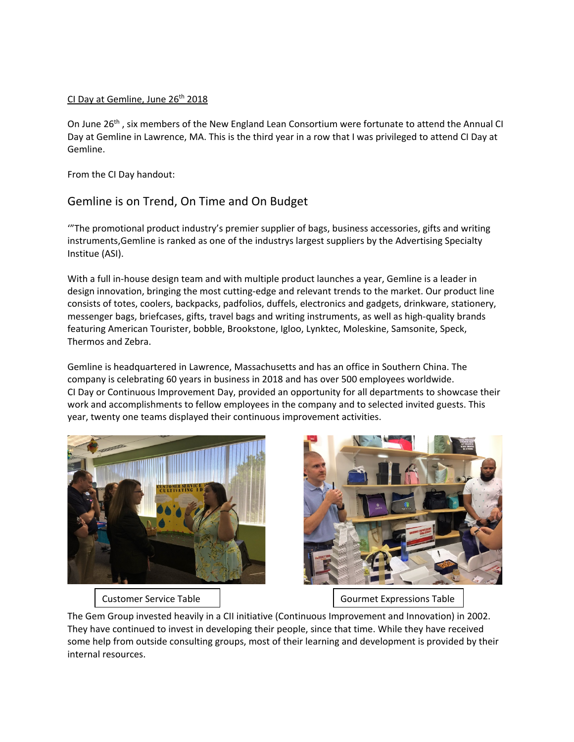CI Day at Gemline, June 26th 2018

On June 26th , six members of the New England Lean Consortium were fortunate to attend the Annual CI Day at Gemline in Lawrence, MA. This is the third year in a row that I was privileged to attend CI Day at Gemline.

From the CI Day handout:

## Gemline is on Trend, On Time and On Budget

'"The promotional product industry's premier supplier of bags, business accessories, gifts and writing instruments,Gemline is ranked as one of the industrys largest suppliers by the Advertising Specialty Institue (ASI).

With a full in-house design team and with multiple product launches a year, Gemline is a leader in design innovation, bringing the most cutting-edge and relevant trends to the market. Our product line consists of totes, coolers, backpacks, padfolios, duffels, electronics and gadgets, drinkware, stationery, messenger bags, briefcases, gifts, travel bags and writing instruments, as well as high-quality brands featuring American Tourister, bobble, Brookstone, Igloo, Lynktec, Moleskine, Samsonite, Speck, Thermos and Zebra.

Gemline is headquartered in Lawrence, Massachusetts and has an office in Southern China. The company is celebrating 60 years in business in 2018 and has over 500 employees worldwide.
CI Day or Continuous Improvement Day, provided an opportunity for all departments to showcase their work and accomplishments to fellow employees in the company and to selected invited guests. This year, twenty one teams displayed their continuous improvement activities.

Customer Service Table

Gourmet Expressions Table

The Gem Group invested heavily in a CII initiative (Continuous Improvement and Innovation) in 2002. They have continued to invest in developing their people, since that time. While they have received some help from outside consulting groups, most of their learning and development is provided by their internal resources.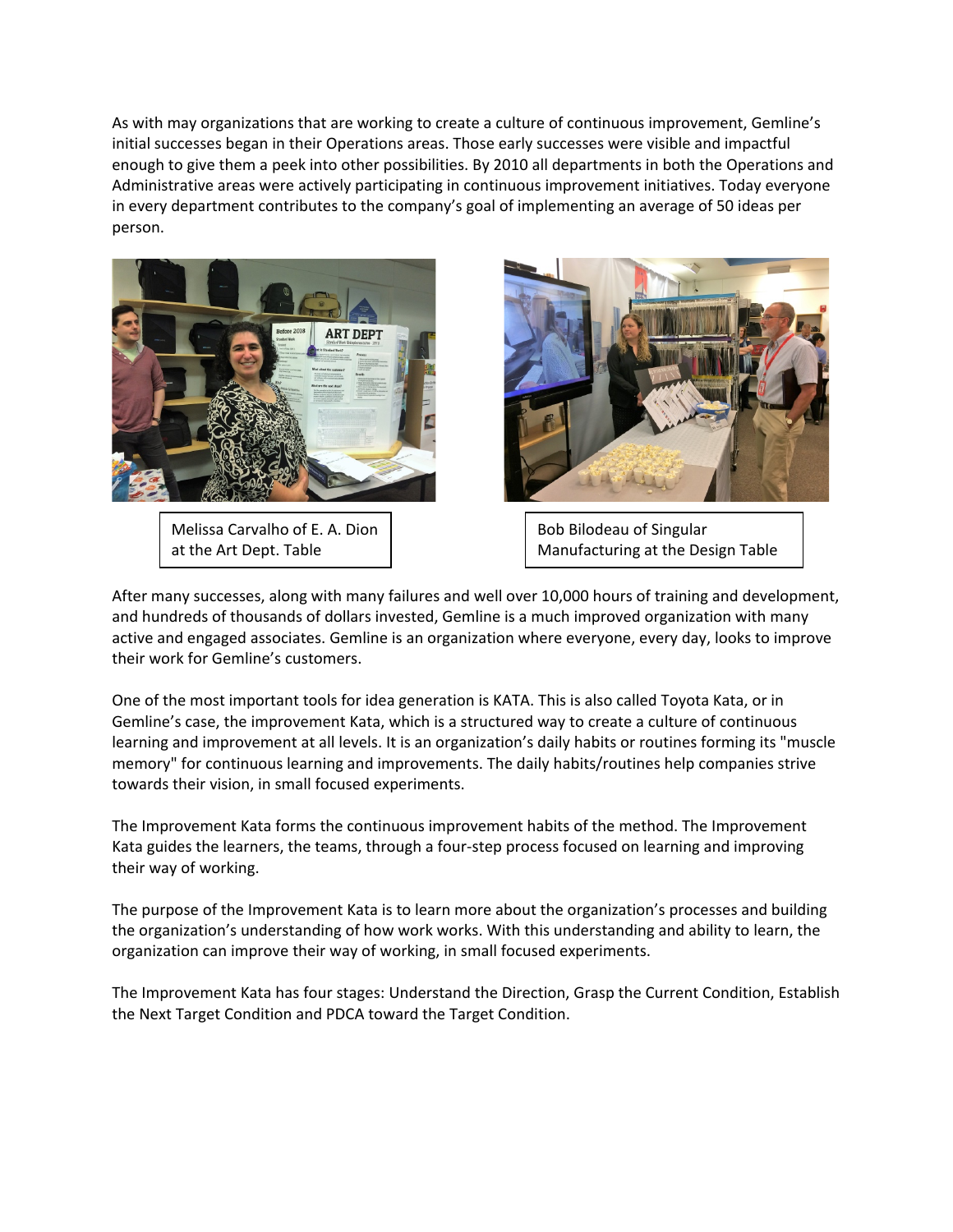As with may organizations that are working to create a culture of continuous improvement, Gemline's initial successes began in their Operations areas. Those early successes were visible and impactful enough to give them a peek into other possibilities. By 2010 all departments in both the Operations and Administrative areas were actively participating in continuous improvement initiatives. Today everyone in every department contributes to the company's goal of implementing an average of 50 ideas per person.

Melissa Carvalho of E. A. Dion at the Art Dept. Table

Bob Bilodeau of Singular Manufacturing at the Design Table

After many successes, along with many failures and well over 10,000 hours of training and development, and hundreds of thousands of dollars invested, Gemline is a much improved organization with many active and engaged associates. Gemline is an organization where everyone, every day, looks to improve their work for Gemline's customers.

One of the most important tools for idea generation is KATA. This is also called Toyota Kata, or in Gemline's case, the improvement Kata, which is a structured way to create a culture of continuous learning and improvement at all levels. It is an organization's daily habits or routines forming its "muscle memory" for continuous learning and improvements. The daily habits/routines help companies strive towards their vision, in small focused experiments.

The Improvement Kata forms the continuous improvement habits of the method. The Improvement Kata guides the learners, the teams, through a four-step process focused on learning and improving their way of working.

The purpose of the Improvement Kata is to learn more about the organization's processes and building the organization's understanding of how work works. With this understanding and ability to learn, the organization can improve their way of working, in small focused experiments.

The Improvement Kata has four stages: Understand the Direction, Grasp the Current Condition, Establish the Next Target Condition and PDCA toward the Target Condition.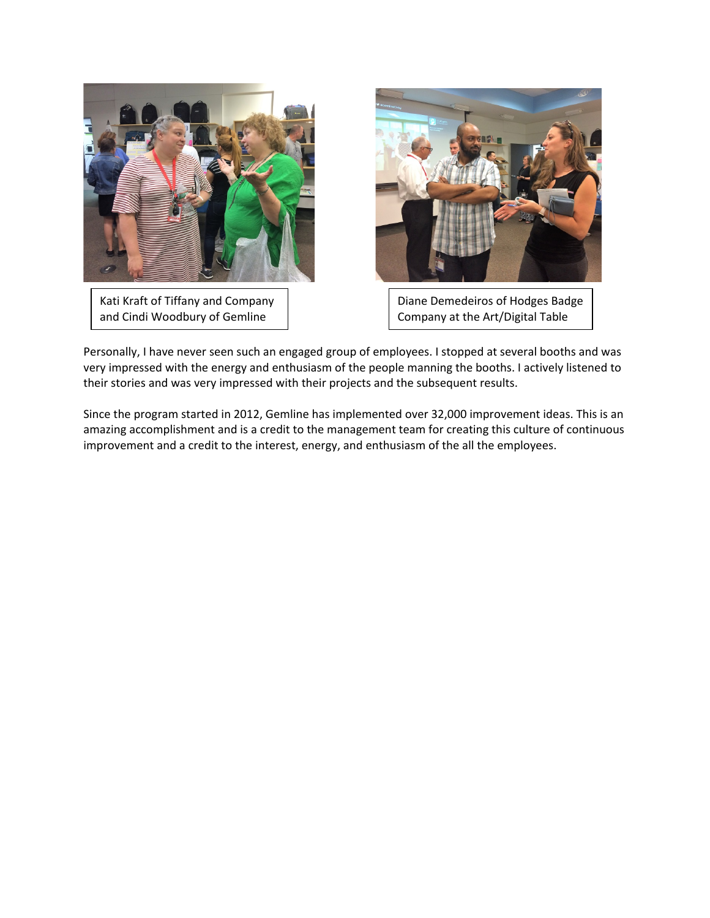Kati Kraft of Tiffany and Company and Cindi Woodbury of Gemline

Diane Demedeiros of Hodges Badge Company at the Art/Digital Table

Personally, I have never seen such an engaged group of employees. I stopped at several booths and was very impressed with the energy and enthusiasm of the people manning the booths. I actively listened to their stories and was very impressed with their projects and the subsequent results.

Since the program started in 2012, Gemline has implemented over 32,000 improvement ideas. This is an amazing accomplishment and is a credit to the management team for creating this culture of continuous improvement and a credit to the interest, energy, and enthusiasm of the all the employees.